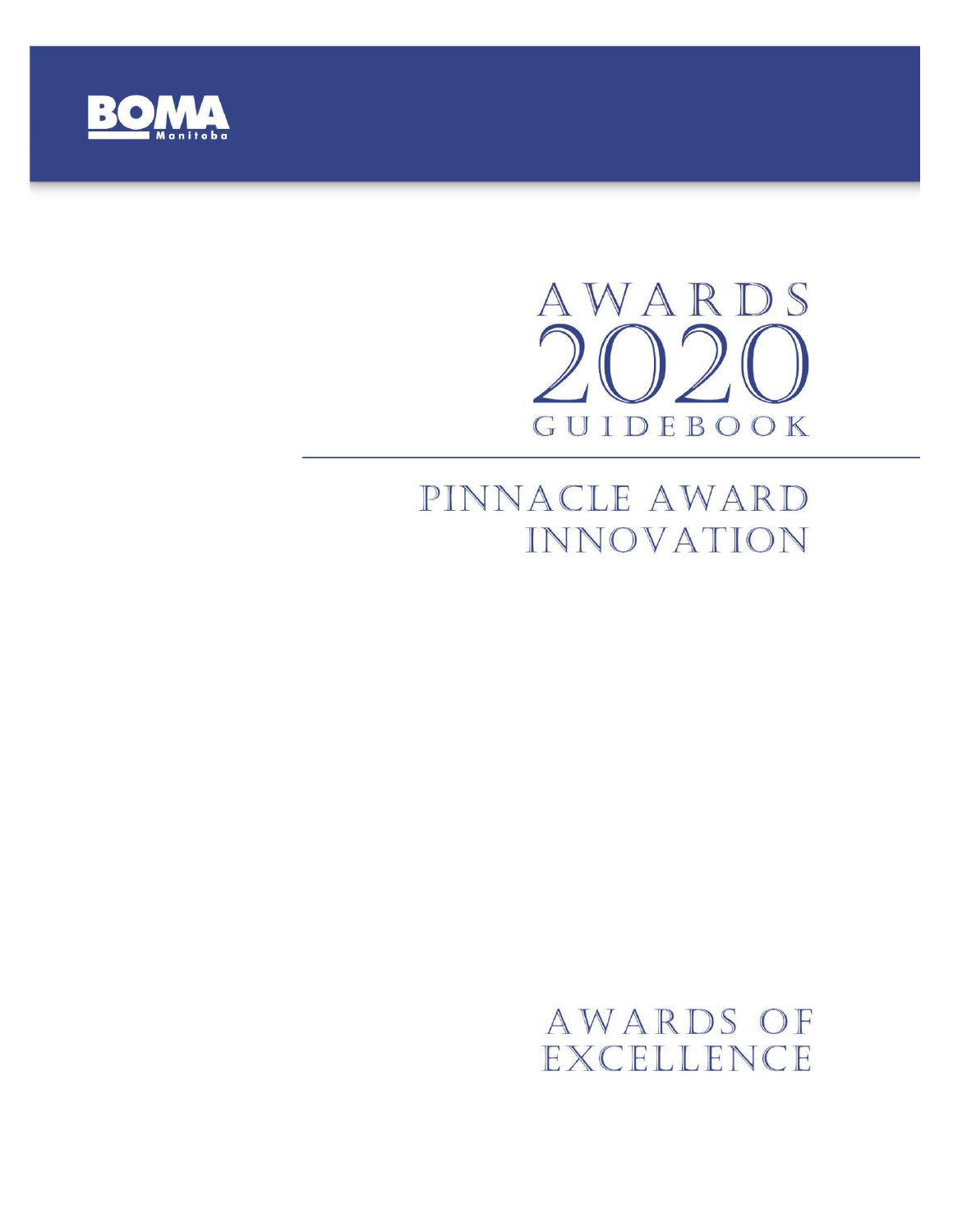BOMA Manitoba

# AWARDS 2020 GUIDEBOOK

## PINNACLE AWARD INNOVATION

## AWARDS OF EXCELLENCE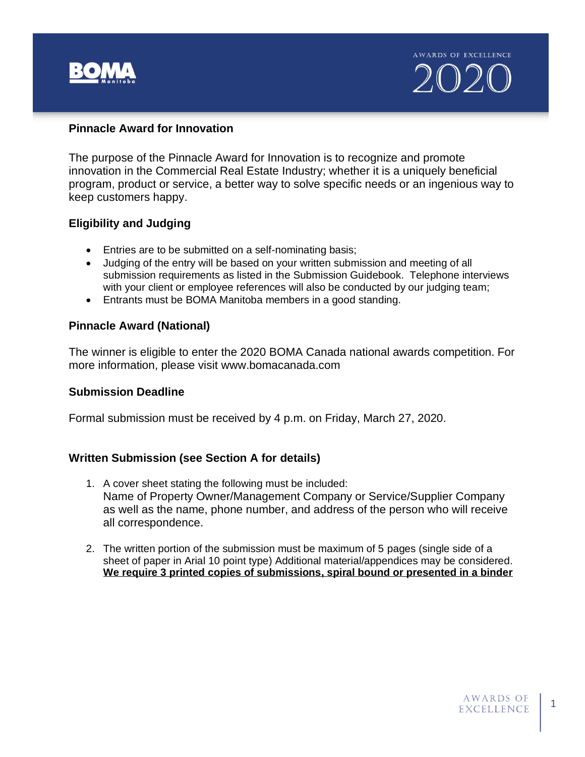## Pinnacle Award for Innovation

The purpose of the Pinnacle Award for Innovation is to recognize and promote innovation in the Commercial Real Estate Industry; whether it is a uniquely beneficial program, product or service, a better way to solve specific needs or an ingenious way to keep customers happy.

### Eligibility and Judging

- Entries are to be submitted on a self-nominating basis;
- Judging of the entry will be based on your written submission and meeting of all submission requirements as listed in the Submission Guidebook. Telephone interviews with your client or employee references will also be conducted by our judging team;
- Entrants must be BOMA Manitoba members in a good standing.

### Pinnacle Award (National)

The winner is eligible to enter the 2020 BOMA Canada national awards competition. For more information, please visit www.bomacanada.com

### Submission Deadline

Formal submission must be received by 4 p.m. on Friday, March 27, 2020.

### Written Submission (see Section A for details)

1. A cover sheet stating the following must be included:
   Name of Property Owner/Management Company or Service/Supplier Company as well as the name, phone number, and address of the person who will receive all correspondence.

2. The written portion of the submission must be maximum of 5 pages (single side of a sheet of paper in Arial 10 point type) Additional material/appendices may be considered. **<u>We require 3 printed copies of submissions, spiral bound or presented in a binder</u>**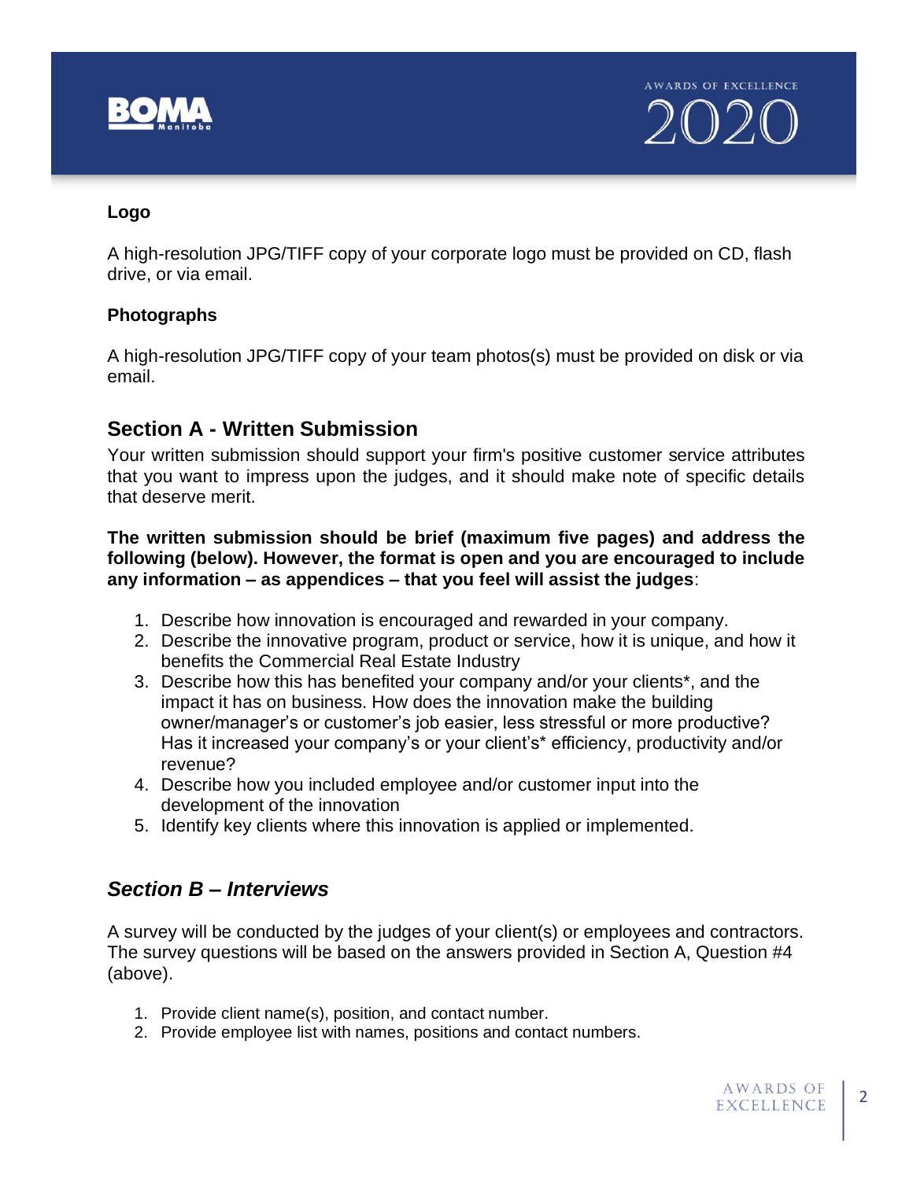### Logo

A high-resolution JPG/TIFF copy of your corporate logo must be provided on CD, flash drive, or via email.

### Photographs

A high-resolution JPG/TIFF copy of your team photos(s) must be provided on disk or via email.

## Section A - Written Submission

Your written submission should support your firm's positive customer service attributes that you want to impress upon the judges, and it should make note of specific details that deserve merit.

**The written submission should be brief (maximum five pages) and address the following (below). However, the format is open and you are encouraged to include any information – as appendices – that you feel will assist the judges**:

1. Describe how innovation is encouraged and rewarded in your company.
2. Describe the innovative program, product or service, how it is unique, and how it benefits the Commercial Real Estate Industry
3. Describe how this has benefited your company and/or your clients*, and the impact it has on business. How does the innovation make the building owner/manager's or customer's job easier, less stressful or more productive? Has it increased your company's or your client's* efficiency, productivity and/or revenue?
4. Describe how you included employee and/or customer input into the development of the innovation
5. Identify key clients where this innovation is applied or implemented.

## *Section B – Interviews*

A survey will be conducted by the judges of your client(s) or employees and contractors. The survey questions will be based on the answers provided in Section A, Question #4 (above).

1. Provide client name(s), position, and contact number.
2. Provide employee list with names, positions and contact numbers.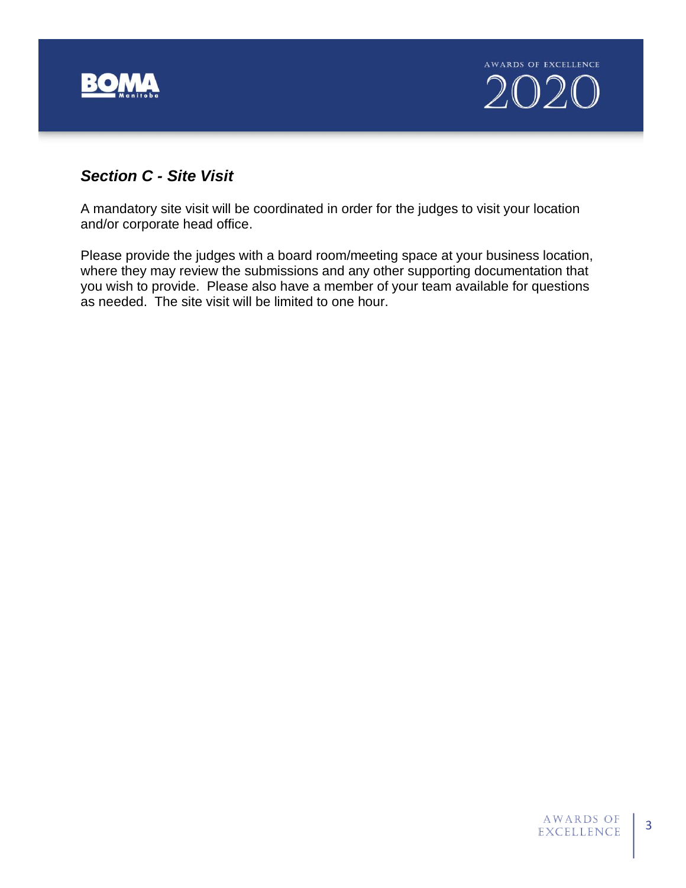## *Section C - Site Visit*

A mandatory site visit will be coordinated in order for the judges to visit your location and/or corporate head office.

Please provide the judges with a board room/meeting space at your business location, where they may review the submissions and any other supporting documentation that you wish to provide. Please also have a member of your team available for questions as needed. The site visit will be limited to one hour.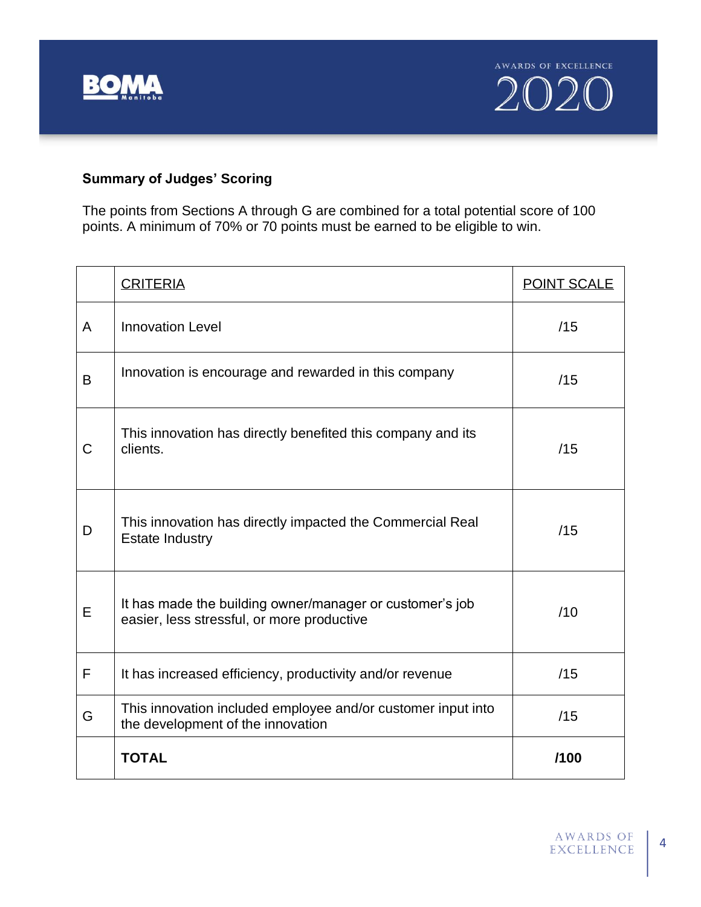**Summary of Judges' Scoring**

The points from Sections A through G are combined for a total potential score of 100 points. A minimum of 70% or 70 points must be earned to be eligible to win.

| | CRITERIA | POINT SCALE |
|---|---|---|
| A | Innovation Level | /15 |
| B | Innovation is encourage and rewarded in this company | /15 |
| C | This innovation has directly benefited this company and its clients. | /15 |
| D | This innovation has directly impacted the Commercial Real Estate Industry | /15 |
| E | It has made the building owner/manager or customer's job easier, less stressful, or more productive | /10 |
| F | It has increased efficiency, productivity and/or revenue | /15 |
| G | This innovation included employee and/or customer input into the development of the innovation | /15 |
| | **TOTAL** | **/100** |